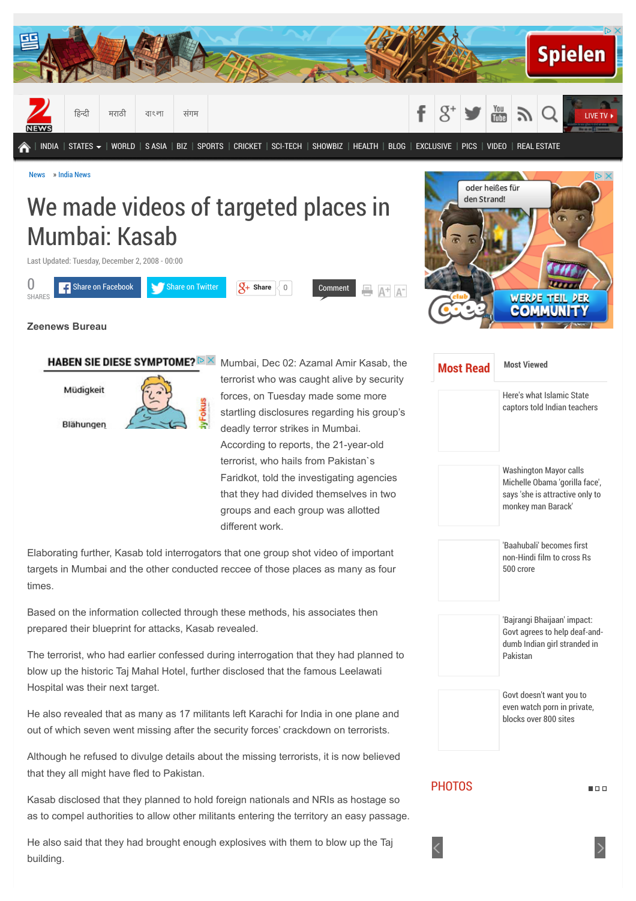News » India News

# We made videos of targeted places in Mumbai: Kasab

Last Updated: Tuesday, December 2, 2008 - 00:00

**Zeenews Bureau**

Mumbai, Dec 02: Azamal Amir Kasab, the terrorist who was caught alive by security forces, on Tuesday made some more startling disclosures regarding his group's deadly terror strikes in Mumbai. According to reports, the 21-year-old terrorist, who hails from Pakistan`s Faridkot, told the investigating agencies that they had divided themselves in two groups and each group was allotted different work.

Elaborating further, Kasab told interrogators that one group shot video of important targets in Mumbai and the other conducted reccee of those places as many as four times.

Based on the information collected through these methods, his associates then prepared their blueprint for attacks, Kasab revealed.

The terrorist, who had earlier confessed during interrogation that they had planned to blow up the historic Taj Mahal Hotel, further disclosed that the famous Leelawati Hospital was their next target.

He also revealed that as many as 17 militants left Karachi for India in one plane and out of which seven went missing after the security forces' crackdown on terrorists.

Although he refused to divulge details about the missing terrorists, it is now believed that they all might have fled to Pakistan.

Kasab disclosed that they planned to hold foreign nationals and NRIs as hostage so as to compel authorities to allow other militants entering the territory an easy passage.

He also said that they had brought enough explosives with them to blow up the Taj building.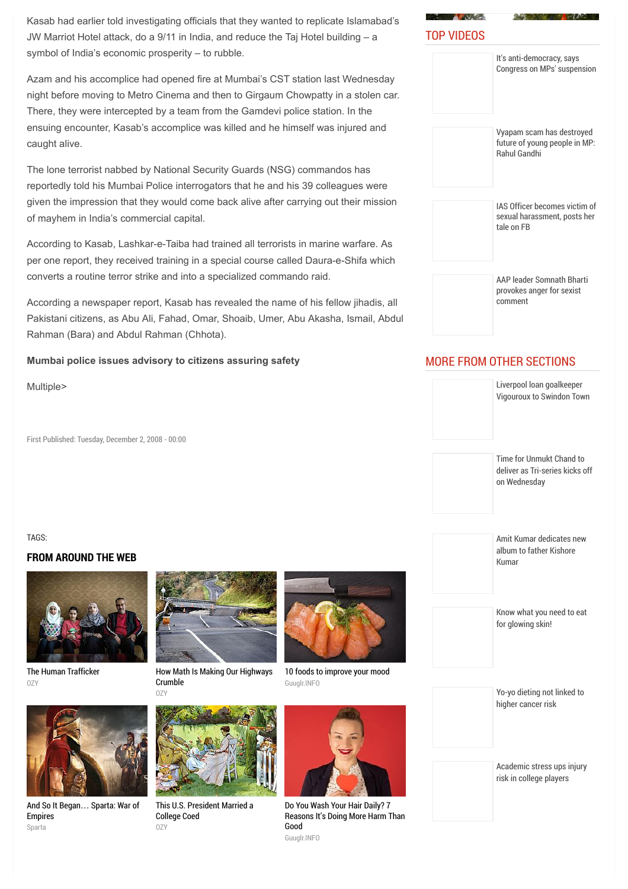Kasab had earlier told investigating officials that they wanted to replicate Islamabad's JW Marriot Hotel attack, do a 9/11 in India, and reduce the Taj Hotel building – a symbol of India's economic prosperity – to rubble.

Azam and his accomplice had opened fire at Mumbai's CST station last Wednesday night before moving to Metro Cinema and then to Girgaum Chowpatty in a stolen car. There, they were intercepted by a team from the Gamdevi police station. In the ensuing encounter, Kasab's accomplice was killed and he himself was injured and caught alive.

The lone terrorist nabbed by National Security Guards (NSG) commandos has reportedly told his Mumbai Police interrogators that he and his 39 colleagues were given the impression that they would come back alive after carrying out their mission of mayhem in India's commercial capital.

According to Kasab, Lashkar-e-Taiba had trained all terrorists in marine warfare. As per one report, they received training in a special course called Daura-e-Shifa which converts a routine terror strike and into a specialized commando raid.

According a newspaper report, Kasab has revealed the name of his fellow jihadis, all Pakistani citizens, as Abu Ali, Fahad, Omar, Shoaib, Umer, Abu Akasha, Ismail, Abdul Rahman (Bara) and Abdul Rahman (Chhota).

**Mumbai police issues advisory to citizens assuring safety**

Multiple>

First Published: Tuesday, December 2, 2008 - 00:00

TAGS:

## FROM AROUND THE WEB

- The Human Trafficker — OZY
- How Math Is Making Our Highways Crumble — OZY
- 10 foods to improve your mood — Guuglr.INFO
- And So It Began… Sparta: War of Empires — Sparta
- This U.S. President Married a College Coed — OZY
- Do You Wash Your Hair Daily? 7 Reasons It's Doing More Harm Than Good — Guuglr.INFO

## TOP VIDEOS

- It's anti-democracy, says Congress on MPs' suspension
- Vyapam scam has destroyed future of young people in MP: Rahul Gandhi
- IAS Officer becomes victim of sexual harassment, posts her tale on FB
- AAP leader Somnath Bharti provokes anger for sexist comment

## MORE FROM OTHER SECTIONS

- Liverpool loan goalkeeper Vigouroux to Swindon Town
- Time for Unmukt Chand to deliver as Tri-series kicks off on Wednesday
- Amit Kumar dedicates new album to father Kishore Kumar
- Know what you need to eat for glowing skin!
- Yo-yo dieting not linked to higher cancer risk
- Academic stress ups injury risk in college players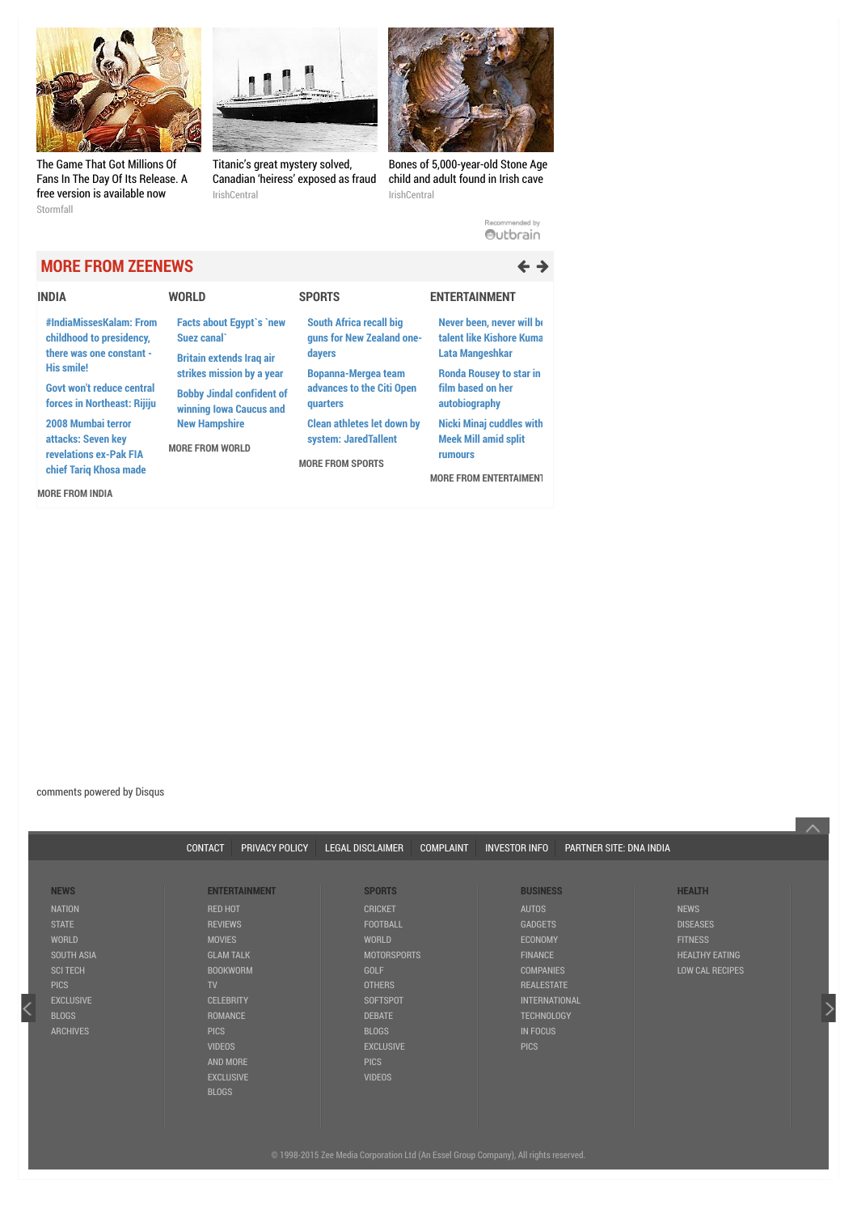The Game That Got Millions Of Fans In The Day Of Its Release. A free version is available now
Stormfall

Titanic's great mystery solved, Canadian 'heiress' exposed as fraud
IrishCentral

Bones of 5,000-year-old Stone Age child and adult found in Irish cave
IrishCentral

Recommended by Outbrain

## MORE FROM ZEENEWS

### INDIA

- #IndiaMissesKalam: From childhood to presidency, there was one constant - His smile!
- Govt won't reduce central forces in Northeast: Rijiju
- 2008 Mumbai terror attacks: Seven key revelations ex-Pak FIA chief Tariq Khosa made

MORE FROM INDIA

### WORLD

- Facts about Egypt`s `new Suez canal`
- Britain extends Iraq air strikes mission by a year
- Bobby Jindal confident of winning Iowa Caucus and New Hampshire

MORE FROM WORLD

### SPORTS

- South Africa recall big guns for New Zealand one-dayers
- Bopanna-Mergea team advances to the Citi Open quarters
- Clean athletes let down by system: JaredTallent

MORE FROM SPORTS

### ENTERTAINMENT

- Never been, never will be talent like Kishore Kuma Lata Mangeshkar
- Ronda Rousey to star in film based on her autobiography
- Nicki Minaj cuddles with Meek Mill amid split rumours

MORE FROM ENTERTAIMENT

comments powered by Disqus

CONTACT | PRIVACY POLICY | LEGAL DISCLAIMER | COMPLAINT | INVESTOR INFO | PARTNER SITE: DNA INDIA

**NEWS**
- NATION
- STATE
- WORLD
- SOUTH ASIA
- SCI TECH
- PICS
- EXCLUSIVE
- BLOGS
- ARCHIVES

**ENTERTAINMENT**
- RED HOT
- REVIEWS
- MOVIES
- GLAM TALK
- BOOKWORM
- TV
- CELEBRITY
- ROMANCE
- PICS
- VIDEOS
- AND MORE
- EXCLUSIVE
- BLOGS

**SPORTS**
- CRICKET
- FOOTBALL
- WORLD
- MOTORSPORTS
- GOLF
- OTHERS
- SOFTSPOT
- DEBATE
- BLOGS
- EXCLUSIVE
- PICS
- VIDEOS

**BUSINESS**
- AUTOS
- GADGETS
- ECONOMY
- FINANCE
- COMPANIES
- REALESTATE
- INTERNATIONAL
- TECHNOLOGY
- IN FOCUS
- PICS

**HEALTH**
- NEWS
- DISEASES
- FITNESS
- HEALTHY EATING
- LOW CAL RECIPES

© 1998-2015 Zee Media Corporation Ltd (An Essel Group Company), All rights reserved.